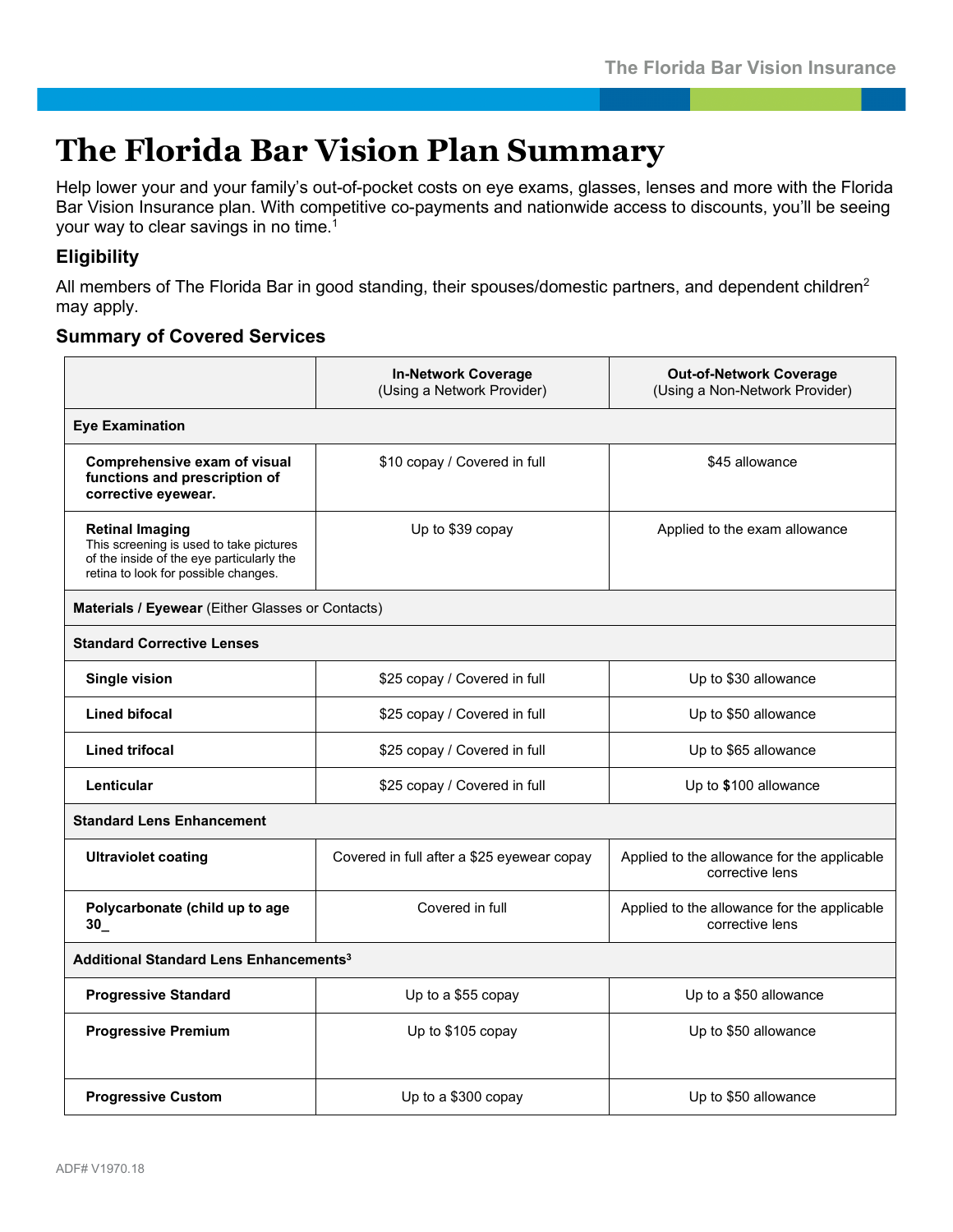# The Florida Bar Vision Plan Summary

Help lower your and your family's out-of-pocket costs on eye exams, glasses, lenses and more with the Florida Bar Vision Insurance plan. With competitive co-payments and nationwide access to discounts, you'll be seeing your way to clear savings in no time.[1]

## Eligibility

All members of The Florida Bar in good standing, their spouses/domestic partners, and dependent children[2] may apply.

## Summary of Covered Services

| | **In-Network Coverage** (Using a Network Provider) | **Out-of-Network Coverage** (Using a Non-Network Provider) |
|---|---|---|
| **Eye Examination** | | |
| **Comprehensive exam of visual functions and prescription of corrective eyewear.** | $10 copay / Covered in full | $45 allowance |
| **Retinal Imaging** This screening is used to take pictures of the inside of the eye particularly the retina to look for possible changes. | Up to $39 copay | Applied to the exam allowance |
| **Materials / Eyewear** (Either Glasses or Contacts) | | |
| **Standard Corrective Lenses** | | |
| **Single vision** | $25 copay / Covered in full | Up to $30 allowance |
| **Lined bifocal** | $25 copay / Covered in full | Up to $50 allowance |
| **Lined trifocal** | $25 copay / Covered in full | Up to $65 allowance |
| **Lenticular** | $25 copay / Covered in full | Up to $100 allowance |
| **Standard Lens Enhancement** | | |
| **Ultraviolet coating** | Covered in full after a $25 eyewear copay | Applied to the allowance for the applicable corrective lens |
| **Polycarbonate (child up to age 30_** | Covered in full | Applied to the allowance for the applicable corrective lens |
| **Additional Standard Lens Enhancements**[3] | | |
| **Progressive Standard** | Up to a $55 copay | Up to a $50 allowance |
| **Progressive Premium** | Up to $105 copay | Up to $50 allowance |
| **Progressive Custom** | Up to a $300 copay | Up to $50 allowance |

ADF# V1970.18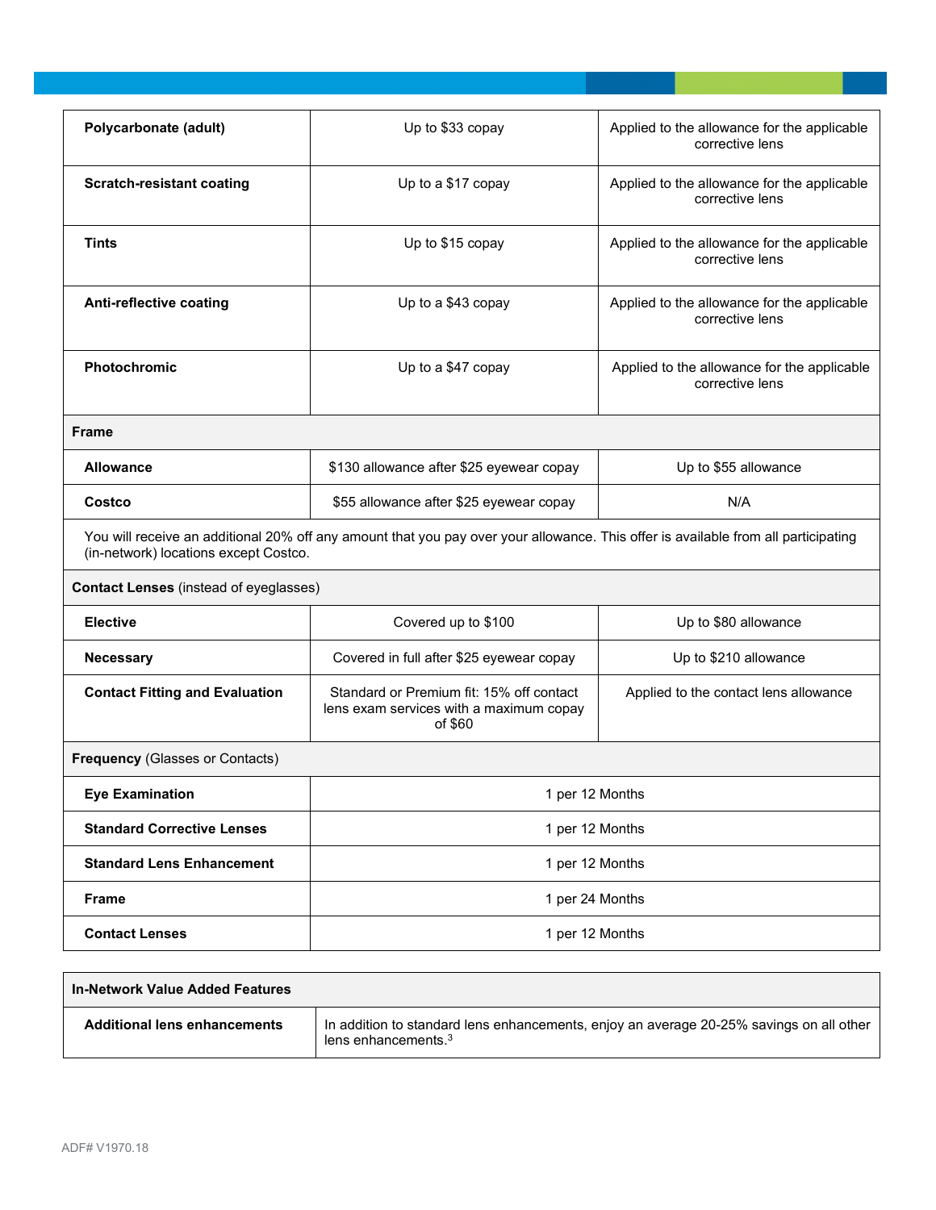| | | |
|---|---|---|
| **Polycarbonate (adult)** | Up to $33 copay | Applied to the allowance for the applicable corrective lens |
| **Scratch-resistant coating** | Up to a $17 copay | Applied to the allowance for the applicable corrective lens |
| **Tints** | Up to $15 copay | Applied to the allowance for the applicable corrective lens |
| **Anti-reflective coating** | Up to a $43 copay | Applied to the allowance for the applicable corrective lens |
| **Photochromic** | Up to a $47 copay | Applied to the allowance for the applicable corrective lens |
| **Frame** | | |
| **Allowance** | $130 allowance after $25 eyewear copay | Up to $55 allowance |
| **Costco** | $55 allowance after $25 eyewear copay | N/A |
| You will receive an additional 20% off any amount that you pay over your allowance. This offer is available from all participating (in-network) locations except Costco. | | |
| **Contact Lenses** (instead of eyeglasses) | | |
| **Elective** | Covered up to $100 | Up to $80 allowance |
| **Necessary** | Covered in full after $25 eyewear copay | Up to $210 allowance |
| **Contact Fitting and Evaluation** | Standard or Premium fit: 15% off contact lens exam services with a maximum copay of $60 | Applied to the contact lens allowance |
| **Frequency** (Glasses or Contacts) | | |
| **Eye Examination** | 1 per 12 Months | |
| **Standard Corrective Lenses** | 1 per 12 Months | |
| **Standard Lens Enhancement** | 1 per 12 Months | |
| **Frame** | 1 per 24 Months | |
| **Contact Lenses** | 1 per 12 Months | |

| **In-Network Value Added Features** | |
|---|---|
| **Additional lens enhancements** | In addition to standard lens enhancements, enjoy an average 20-25% savings on all other lens enhancements.[3] |

ADF# V1970.18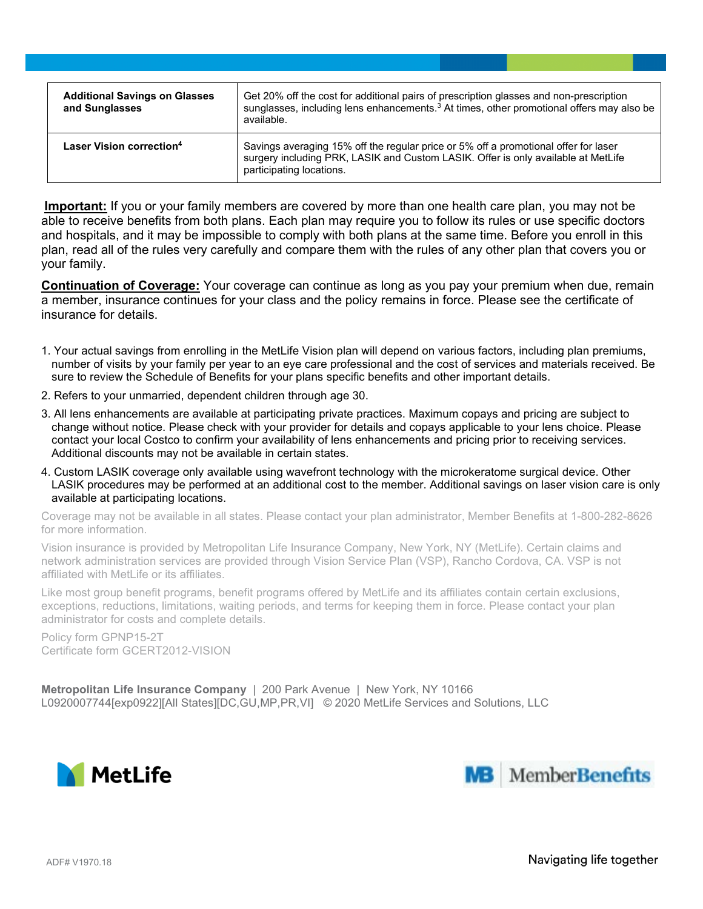| | |
|---|---|
| **Additional Savings on Glasses and Sunglasses** | Get 20% off the cost for additional pairs of prescription glasses and non-prescription sunglasses, including lens enhancements.[3] At times, other promotional offers may also be available. |
| **Laser Vision correction[4]** | Savings averaging 15% off the regular price or 5% off a promotional offer for laser surgery including PRK, LASIK and Custom LASIK. Offer is only available at MetLife participating locations. |

**Important:** If you or your family members are covered by more than one health care plan, you may not be able to receive benefits from both plans. Each plan may require you to follow its rules or use specific doctors and hospitals, and it may be impossible to comply with both plans at the same time. Before you enroll in this plan, read all of the rules very carefully and compare them with the rules of any other plan that covers you or your family.

**Continuation of Coverage:** Your coverage can continue as long as you pay your premium when due, remain a member, insurance continues for your class and the policy remains in force. Please see the certificate of insurance for details.

1. Your actual savings from enrolling in the MetLife Vision plan will depend on various factors, including plan premiums, number of visits by your family per year to an eye care professional and the cost of services and materials received. Be sure to review the Schedule of Benefits for your plans specific benefits and other important details.
2. Refers to your unmarried, dependent children through age 30.
3. All lens enhancements are available at participating private practices. Maximum copays and pricing are subject to change without notice. Please check with your provider for details and copays applicable to your lens choice. Please contact your local Costco to confirm your availability of lens enhancements and pricing prior to receiving services. Additional discounts may not be available in certain states.
4. Custom LASIK coverage only available using wavefront technology with the microkeratome surgical device. Other LASIK procedures may be performed at an additional cost to the member. Additional savings on laser vision care is only available at participating locations.

Coverage may not be available in all states. Please contact your plan administrator, Member Benefits at 1-800-282-8626 for more information.

Vision insurance is provided by Metropolitan Life Insurance Company, New York, NY (MetLife). Certain claims and network administration services are provided through Vision Service Plan (VSP), Rancho Cordova, CA. VSP is not affiliated with MetLife or its affiliates.

Like most group benefit programs, benefit programs offered by MetLife and its affiliates contain certain exclusions, exceptions, reductions, limitations, waiting periods, and terms for keeping them in force. Please contact your plan administrator for costs and complete details.

Policy form GPNP15-2T
Certificate form GCERT2012-VISION

**Metropolitan Life Insurance Company** | 200 Park Avenue | New York, NY 10166
L0920007744[exp0922][All States][DC,GU,MP,PR,VI] © 2020 MetLife Services and Solutions, LLC

MetLife

MB MemberBenefits

ADF# V1970.18

Navigating life together